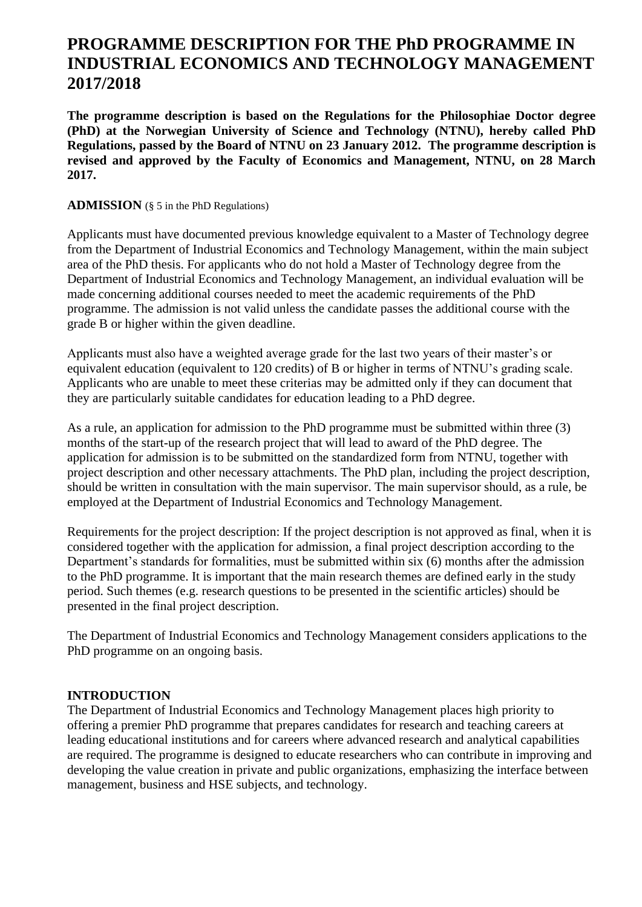# PROGRAMME DESCRIPTION FOR THE PhD PROGRAMME IN INDUSTRIAL ECONOMICS AND TECHNOLOGY MANAGEMENT 2017/2018

**The programme description is based on the Regulations for the Philosophiae Doctor degree (PhD) at the Norwegian University of Science and Technology (NTNU), hereby called PhD Regulations, passed by the Board of NTNU on 23 January 2012. The programme description is revised and approved by the Faculty of Economics and Management, NTNU, on 28 March 2017.**

**ADMISSION** (§ 5 in the PhD Regulations)

Applicants must have documented previous knowledge equivalent to a Master of Technology degree from the Department of Industrial Economics and Technology Management, within the main subject area of the PhD thesis. For applicants who do not hold a Master of Technology degree from the Department of Industrial Economics and Technology Management, an individual evaluation will be made concerning additional courses needed to meet the academic requirements of the PhD programme. The admission is not valid unless the candidate passes the additional course with the grade B or higher within the given deadline.

Applicants must also have a weighted average grade for the last two years of their master's or equivalent education (equivalent to 120 credits) of B or higher in terms of NTNU's grading scale. Applicants who are unable to meet these criterias may be admitted only if they can document that they are particularly suitable candidates for education leading to a PhD degree.

As a rule, an application for admission to the PhD programme must be submitted within three (3) months of the start-up of the research project that will lead to award of the PhD degree. The application for admission is to be submitted on the standardized form from NTNU, together with project description and other necessary attachments. The PhD plan, including the project description, should be written in consultation with the main supervisor. The main supervisor should, as a rule, be employed at the Department of Industrial Economics and Technology Management.

Requirements for the project description: If the project description is not approved as final, when it is considered together with the application for admission, a final project description according to the Department's standards for formalities, must be submitted within six (6) months after the admission to the PhD programme. It is important that the main research themes are defined early in the study period. Such themes (e.g. research questions to be presented in the scientific articles) should be presented in the final project description.

The Department of Industrial Economics and Technology Management considers applications to the PhD programme on an ongoing basis.

**INTRODUCTION**

The Department of Industrial Economics and Technology Management places high priority to offering a premier PhD programme that prepares candidates for research and teaching careers at leading educational institutions and for careers where advanced research and analytical capabilities are required. The programme is designed to educate researchers who can contribute in improving and developing the value creation in private and public organizations, emphasizing the interface between management, business and HSE subjects, and technology.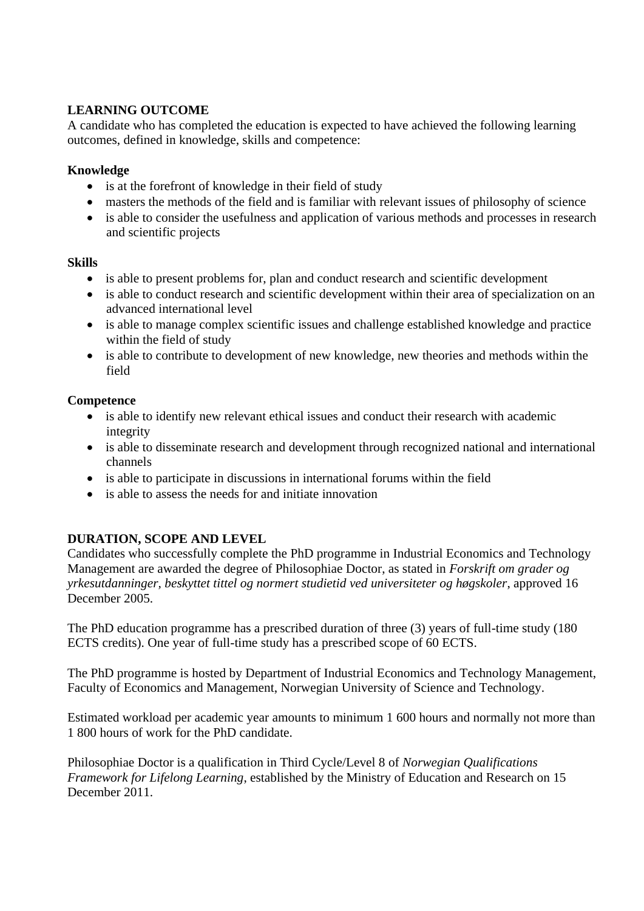## LEARNING OUTCOME

A candidate who has completed the education is expected to have achieved the following learning outcomes, defined in knowledge, skills and competence:

**Knowledge**

- is at the forefront of knowledge in their field of study
- masters the methods of the field and is familiar with relevant issues of philosophy of science
- is able to consider the usefulness and application of various methods and processes in research and scientific projects

**Skills**

- is able to present problems for, plan and conduct research and scientific development
- is able to conduct research and scientific development within their area of specialization on an advanced international level
- is able to manage complex scientific issues and challenge established knowledge and practice within the field of study
- is able to contribute to development of new knowledge, new theories and methods within the field

**Competence**

- is able to identify new relevant ethical issues and conduct their research with academic integrity
- is able to disseminate research and development through recognized national and international channels
- is able to participate in discussions in international forums within the field
- is able to assess the needs for and initiate innovation

## DURATION, SCOPE AND LEVEL

Candidates who successfully complete the PhD programme in Industrial Economics and Technology Management are awarded the degree of Philosophiae Doctor, as stated in *Forskrift om grader og yrkesutdanninger, beskyttet tittel og normert studietid ved universiteter og høgskoler*, approved 16 December 2005.

The PhD education programme has a prescribed duration of three (3) years of full-time study (180 ECTS credits). One year of full-time study has a prescribed scope of 60 ECTS.

The PhD programme is hosted by Department of Industrial Economics and Technology Management, Faculty of Economics and Management, Norwegian University of Science and Technology.

Estimated workload per academic year amounts to minimum 1 600 hours and normally not more than 1 800 hours of work for the PhD candidate.

Philosophiae Doctor is a qualification in Third Cycle/Level 8 of *Norwegian Qualifications Framework for Lifelong Learning*, established by the Ministry of Education and Research on 15 December 2011.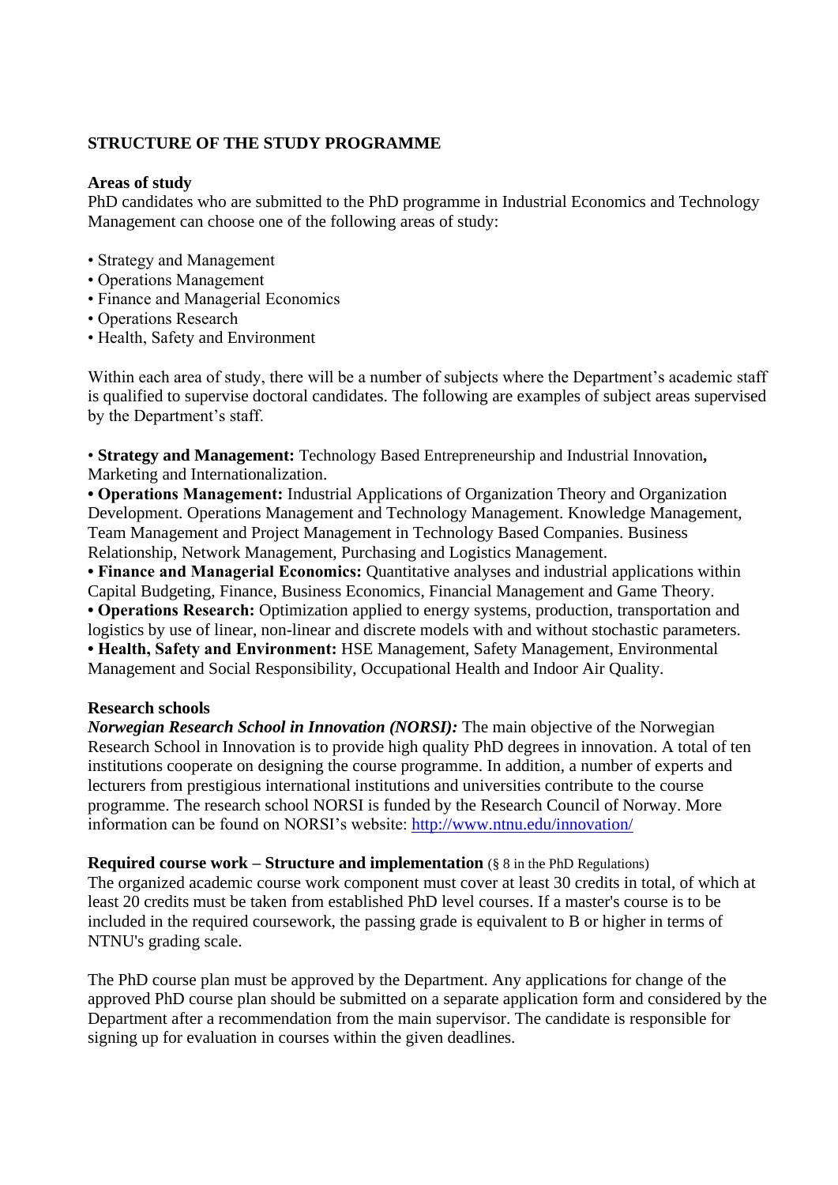## STRUCTURE OF THE STUDY PROGRAMME

### Areas of study

PhD candidates who are submitted to the PhD programme in Industrial Economics and Technology Management can choose one of the following areas of study:

- Strategy and Management
- Operations Management
- Finance and Managerial Economics
- Operations Research
- Health, Safety and Environment

Within each area of study, there will be a number of subjects where the Department's academic staff is qualified to supervise doctoral candidates. The following are examples of subject areas supervised by the Department's staff.

- **Strategy and Management:** Technology Based Entrepreneurship and Industrial Innovation**,** Marketing and Internationalization.
- **Operations Management:** Industrial Applications of Organization Theory and Organization Development. Operations Management and Technology Management. Knowledge Management, Team Management and Project Management in Technology Based Companies. Business Relationship, Network Management, Purchasing and Logistics Management.
- **Finance and Managerial Economics:** Quantitative analyses and industrial applications within Capital Budgeting, Finance, Business Economics, Financial Management and Game Theory.
- **Operations Research:** Optimization applied to energy systems, production, transportation and logistics by use of linear, non-linear and discrete models with and without stochastic parameters.
- **Health, Safety and Environment:** HSE Management, Safety Management, Environmental Management and Social Responsibility, Occupational Health and Indoor Air Quality.

### Research schools

***Norwegian Research School in Innovation (NORSI):*** The main objective of the Norwegian Research School in Innovation is to provide high quality PhD degrees in innovation. A total of ten institutions cooperate on designing the course programme. In addition, a number of experts and lecturers from prestigious international institutions and universities contribute to the course programme. The research school NORSI is funded by the Research Council of Norway. More information can be found on NORSI's website: http://www.ntnu.edu/innovation/

### Required course work – Structure and implementation (§ 8 in the PhD Regulations)

The organized academic course work component must cover at least 30 credits in total, of which at least 20 credits must be taken from established PhD level courses. If a master's course is to be included in the required coursework, the passing grade is equivalent to B or higher in terms of NTNU's grading scale.

The PhD course plan must be approved by the Department. Any applications for change of the approved PhD course plan should be submitted on a separate application form and considered by the Department after a recommendation from the main supervisor. The candidate is responsible for signing up for evaluation in courses within the given deadlines.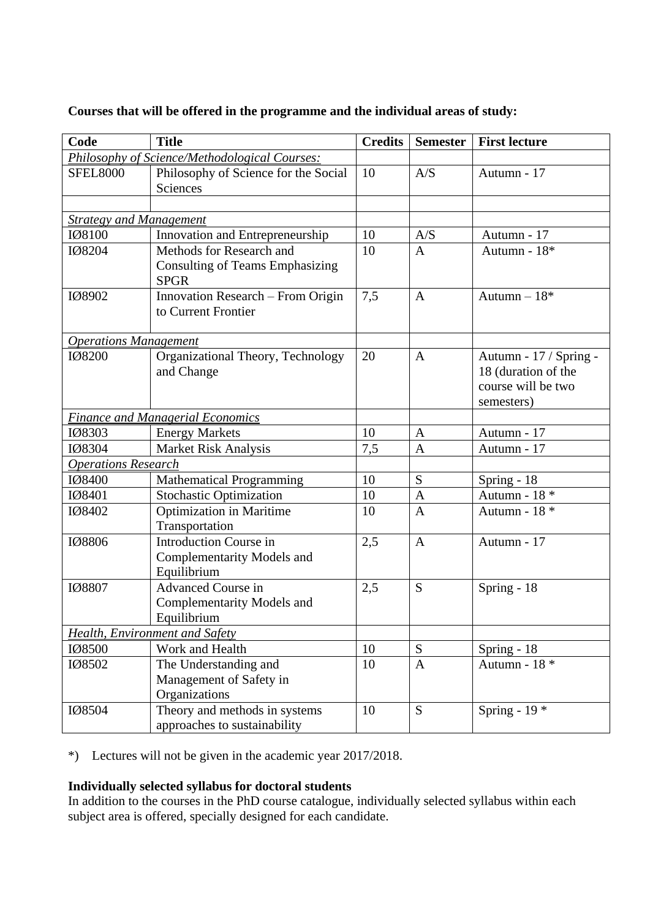**Courses that will be offered in the programme and the individual areas of study:**

| Code | Title | Credits | Semester | First lecture |
|---|---|---|---|---|
| *Philosophy of Science/Methodological Courses:* | | | | |
| SFEL8000 | Philosophy of Science for the Social Sciences | 10 | A/S | Autumn - 17 |
| | | | | |
| *Strategy and Management* | | | | |
| IØ8100 | Innovation and Entrepreneurship | 10 | A/S | Autumn - 17 |
| IØ8204 | Methods for Research and Consulting of Teams Emphasizing SPGR | 10 | A | Autumn - 18* |
| IØ8902 | Innovation Research – From Origin to Current Frontier | 7,5 | A | Autumn – 18* |
| *Operations Management* | | | | |
| IØ8200 | Organizational Theory, Technology and Change | 20 | A | Autumn - 17 / Spring - 18 (duration of the course will be two semesters) |
| *Finance and Managerial Economics* | | | | |
| IØ8303 | Energy Markets | 10 | A | Autumn - 17 |
| IØ8304 | Market Risk Analysis | 7,5 | A | Autumn - 17 |
| *Operations Research* | | | | |
| IØ8400 | Mathematical Programming | 10 | S | Spring - 18 |
| IØ8401 | Stochastic Optimization | 10 | A | Autumn - 18 * |
| IØ8402 | Optimization in Maritime Transportation | 10 | A | Autumn - 18 * |
| IØ8806 | Introduction Course in Complementarity Models and Equilibrium | 2,5 | A | Autumn - 17 |
| IØ8807 | Advanced Course in Complementarity Models and Equilibrium | 2,5 | S | Spring - 18 |
| *Health, Environment and Safety* | | | | |
| IØ8500 | Work and Health | 10 | S | Spring - 18 |
| IØ8502 | The Understanding and Management of Safety in Organizations | 10 | A | Autumn - 18 * |
| IØ8504 | Theory and methods in systems approaches to sustainability | 10 | S | Spring - 19 * |

*) Lectures will not be given in the academic year 2017/2018.

**Individually selected syllabus for doctoral students**

In addition to the courses in the PhD course catalogue, individually selected syllabus within each subject area is offered, specially designed for each candidate.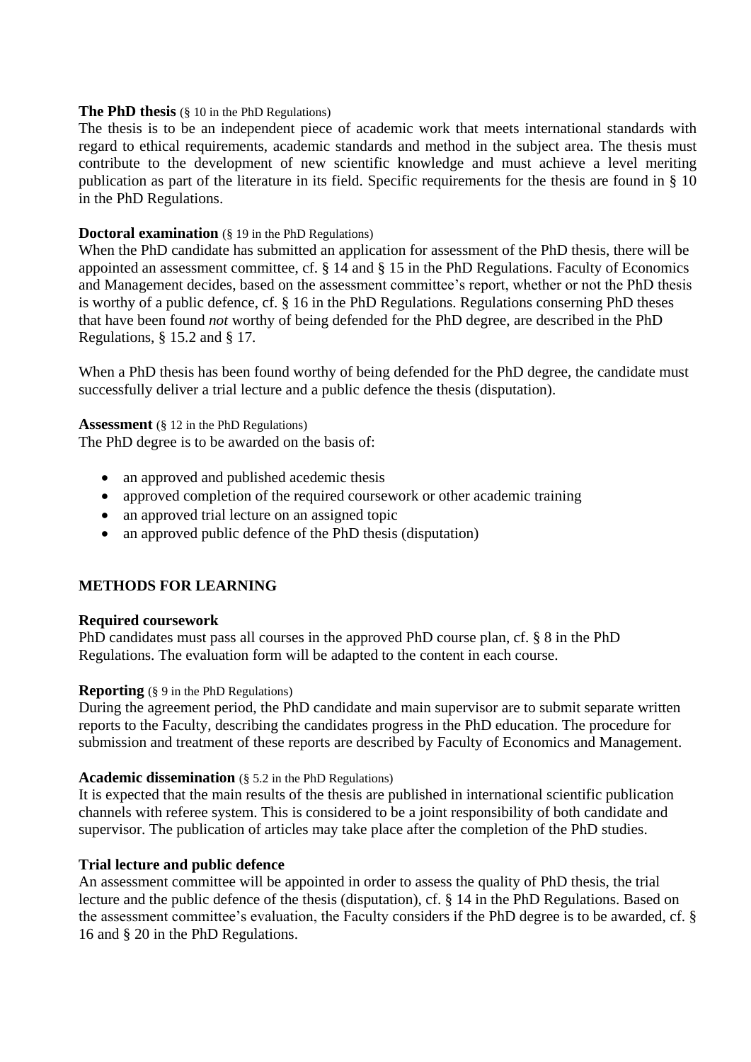**The PhD thesis** (§ 10 in the PhD Regulations)
The thesis is to be an independent piece of academic work that meets international standards with regard to ethical requirements, academic standards and method in the subject area. The thesis must contribute to the development of new scientific knowledge and must achieve a level meriting publication as part of the literature in its field. Specific requirements for the thesis are found in § 10 in the PhD Regulations.

**Doctoral examination** (§ 19 in the PhD Regulations)
When the PhD candidate has submitted an application for assessment of the PhD thesis, there will be appointed an assessment committee, cf. § 14 and § 15 in the PhD Regulations. Faculty of Economics and Management decides, based on the assessment committee's report, whether or not the PhD thesis is worthy of a public defence, cf. § 16 in the PhD Regulations. Regulations conserning PhD theses that have been found *not* worthy of being defended for the PhD degree, are described in the PhD Regulations, § 15.2 and § 17.

When a PhD thesis has been found worthy of being defended for the PhD degree, the candidate must successfully deliver a trial lecture and a public defence the thesis (disputation).

**Assessment** (§ 12 in the PhD Regulations)
The PhD degree is to be awarded on the basis of:

- an approved and published acedemic thesis
- approved completion of the required coursework or other academic training
- an approved trial lecture on an assigned topic
- an approved public defence of the PhD thesis (disputation)

## METHODS FOR LEARNING

**Required coursework**
PhD candidates must pass all courses in the approved PhD course plan, cf. § 8 in the PhD Regulations. The evaluation form will be adapted to the content in each course.

**Reporting** (§ 9 in the PhD Regulations)
During the agreement period, the PhD candidate and main supervisor are to submit separate written reports to the Faculty, describing the candidates progress in the PhD education. The procedure for submission and treatment of these reports are described by Faculty of Economics and Management.

**Academic dissemination** (§ 5.2 in the PhD Regulations)
It is expected that the main results of the thesis are published in international scientific publication channels with referee system. This is considered to be a joint responsibility of both candidate and supervisor. The publication of articles may take place after the completion of the PhD studies.

**Trial lecture and public defence**
An assessment committee will be appointed in order to assess the quality of PhD thesis, the trial lecture and the public defence of the thesis (disputation), cf. § 14 in the PhD Regulations. Based on the assessment committee's evaluation, the Faculty considers if the PhD degree is to be awarded, cf. § 16 and § 20 in the PhD Regulations.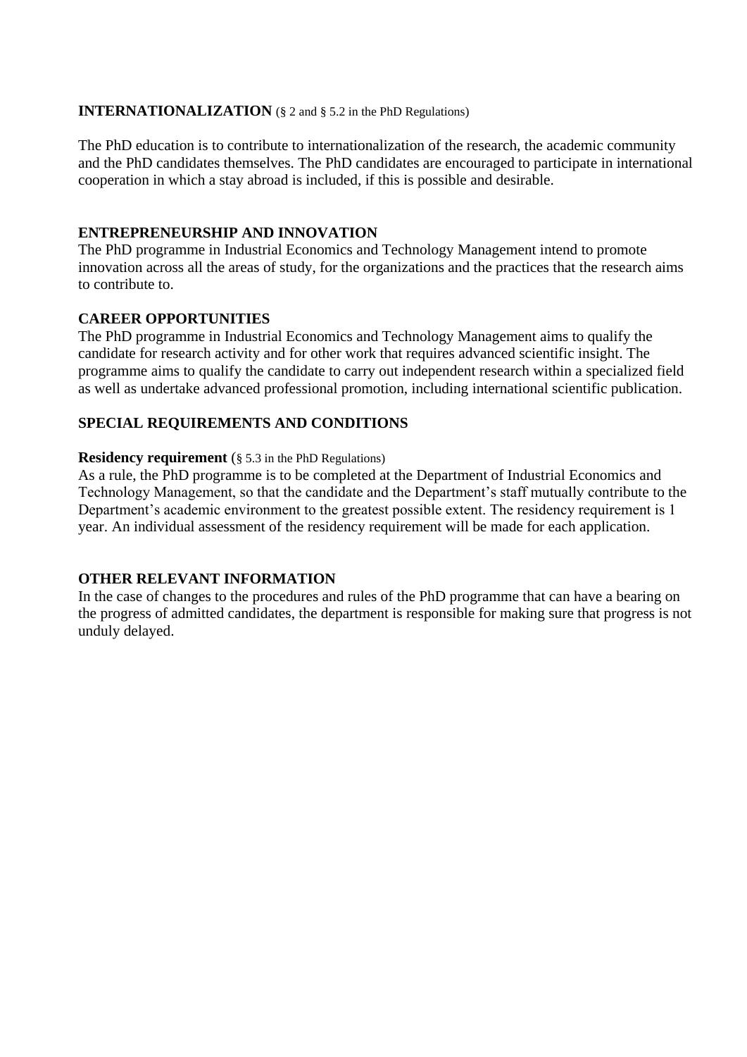**INTERNATIONALIZATION** (§ 2 and § 5.2 in the PhD Regulations)

The PhD education is to contribute to internationalization of the research, the academic community and the PhD candidates themselves. The PhD candidates are encouraged to participate in international cooperation in which a stay abroad is included, if this is possible and desirable.

**ENTREPRENEURSHIP AND INNOVATION**

The PhD programme in Industrial Economics and Technology Management intend to promote innovation across all the areas of study, for the organizations and the practices that the research aims to contribute to.

**CAREER OPPORTUNITIES**

The PhD programme in Industrial Economics and Technology Management aims to qualify the candidate for research activity and for other work that requires advanced scientific insight. The programme aims to qualify the candidate to carry out independent research within a specialized field as well as undertake advanced professional promotion, including international scientific publication.

**SPECIAL REQUIREMENTS AND CONDITIONS**

**Residency requirement** (§ 5.3 in the PhD Regulations)

As a rule, the PhD programme is to be completed at the Department of Industrial Economics and Technology Management, so that the candidate and the Department's staff mutually contribute to the Department's academic environment to the greatest possible extent. The residency requirement is 1 year. An individual assessment of the residency requirement will be made for each application.

**OTHER RELEVANT INFORMATION**

In the case of changes to the procedures and rules of the PhD programme that can have a bearing on the progress of admitted candidates, the department is responsible for making sure that progress is not unduly delayed.